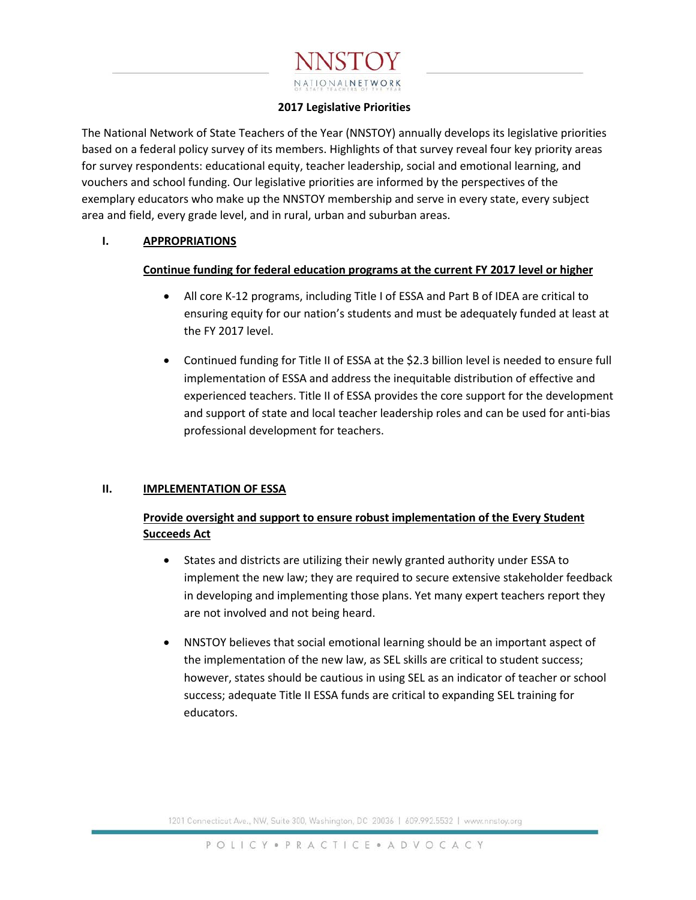# NNSTOY

NATIONAL NETWORK OF STATE TEACHERS OF THE YEAR

## 2017 Legislative Priorities

The National Network of State Teachers of the Year (NNSTOY) annually develops its legislative priorities based on a federal policy survey of its members. Highlights of that survey reveal four key priority areas for survey respondents: educational equity, teacher leadership, social and emotional learning, and vouchers and school funding. Our legislative priorities are informed by the perspectives of the exemplary educators who make up the NNSTOY membership and serve in every state, every subject area and field, every grade level, and in rural, urban and suburban areas.

### I. APPROPRIATIONS

**Continue funding for federal education programs at the current FY 2017 level or higher**

- All core K-12 programs, including Title I of ESSA and Part B of IDEA are critical to ensuring equity for our nation's students and must be adequately funded at least at the FY 2017 level.
- Continued funding for Title II of ESSA at the $2.3 billion level is needed to ensure full implementation of ESSA and address the inequitable distribution of effective and experienced teachers. Title II of ESSA provides the core support for the development and support of state and local teacher leadership roles and can be used for anti-bias professional development for teachers.

### II. IMPLEMENTATION OF ESSA

**Provide oversight and support to ensure robust implementation of the Every Student Succeeds Act**

- States and districts are utilizing their newly granted authority under ESSA to implement the new law; they are required to secure extensive stakeholder feedback in developing and implementing those plans. Yet many expert teachers report they are not involved and not being heard.
- NNSTOY believes that social emotional learning should be an important aspect of the implementation of the new law, as SEL skills are critical to student success; however, states should be cautious in using SEL as an indicator of teacher or school success; adequate Title II ESSA funds are critical to expanding SEL training for educators.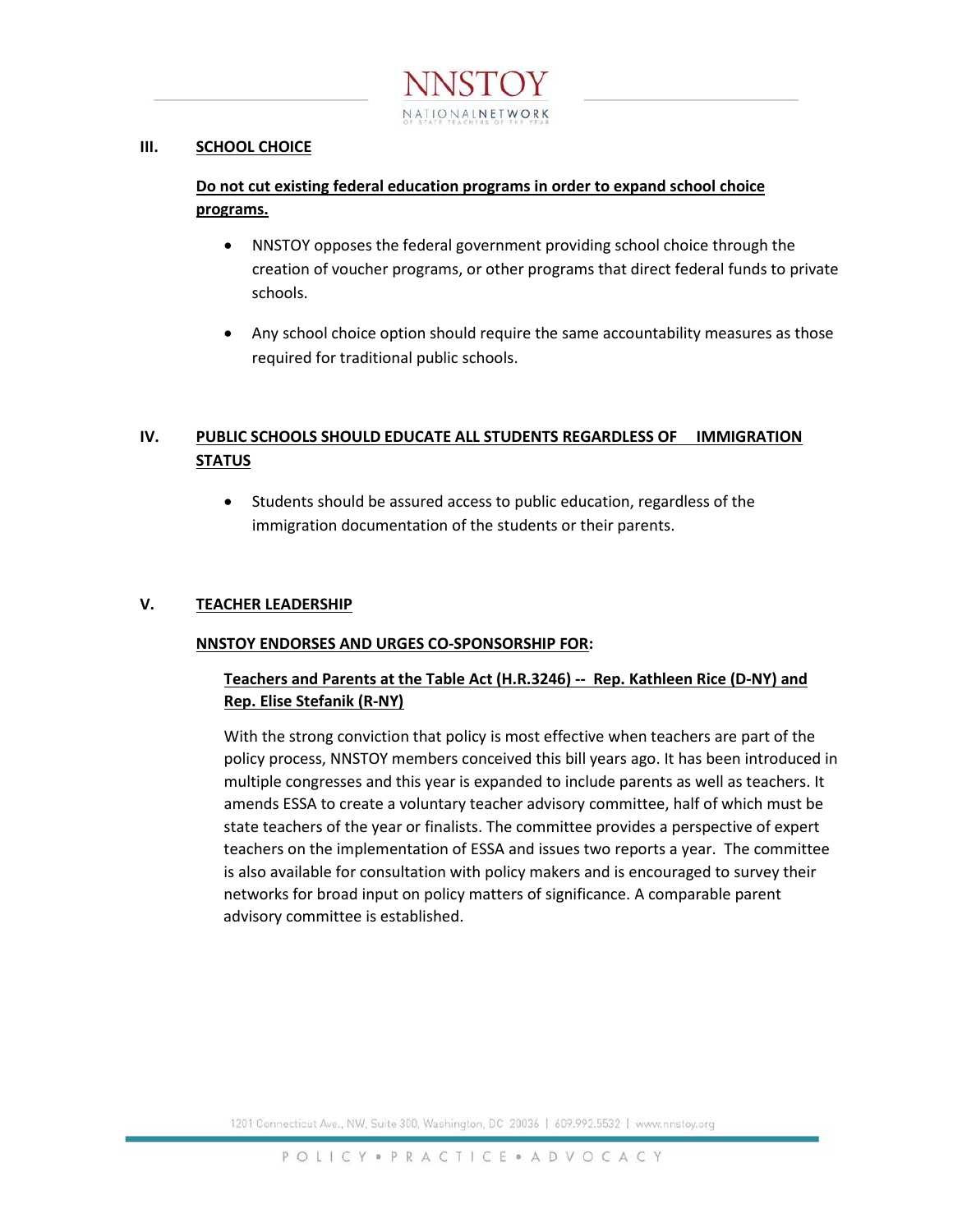## III. SCHOOL CHOICE

**Do not cut existing federal education programs in order to expand school choice programs.**

- NNSTOY opposes the federal government providing school choice through the creation of voucher programs, or other programs that direct federal funds to private schools.
- Any school choice option should require the same accountability measures as those required for traditional public schools.

## IV. PUBLIC SCHOOLS SHOULD EDUCATE ALL STUDENTS REGARDLESS OF IMMIGRATION STATUS

- Students should be assured access to public education, regardless of the immigration documentation of the students or their parents.

## V. TEACHER LEADERSHIP

**NNSTOY ENDORSES AND URGES CO-SPONSORSHIP FOR:**

**Teachers and Parents at the Table Act (H.R.3246) -- Rep. Kathleen Rice (D-NY) and Rep. Elise Stefanik (R-NY)**

With the strong conviction that policy is most effective when teachers are part of the policy process, NNSTOY members conceived this bill years ago. It has been introduced in multiple congresses and this year is expanded to include parents as well as teachers. It amends ESSA to create a voluntary teacher advisory committee, half of which must be state teachers of the year or finalists. The committee provides a perspective of expert teachers on the implementation of ESSA and issues two reports a year. The committee is also available for consultation with policy makers and is encouraged to survey their networks for broad input on policy matters of significance. A comparable parent advisory committee is established.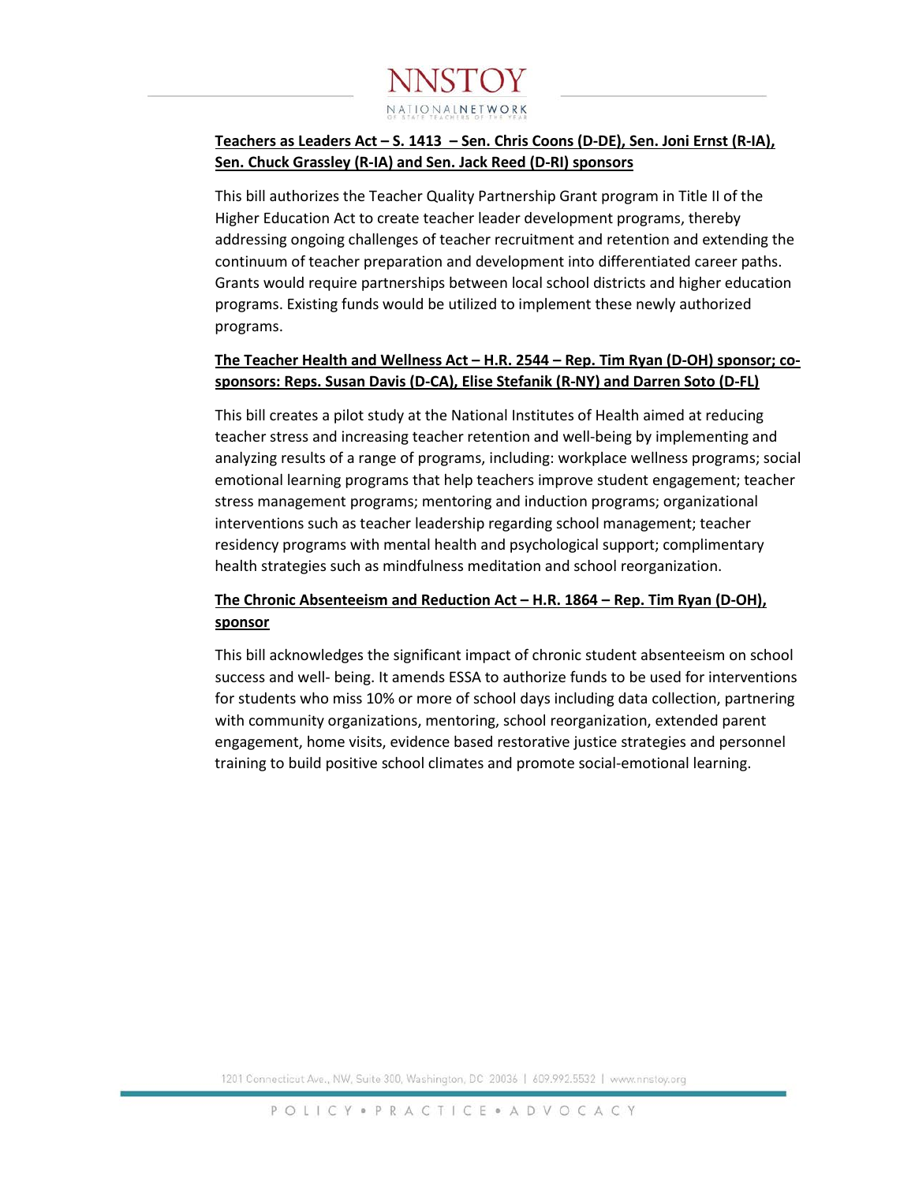**Teachers as Leaders Act – S. 1413 – Sen. Chris Coons (D-DE), Sen. Joni Ernst (R-IA), Sen. Chuck Grassley (R-IA) and Sen. Jack Reed (D-RI) sponsors**

This bill authorizes the Teacher Quality Partnership Grant program in Title II of the Higher Education Act to create teacher leader development programs, thereby addressing ongoing challenges of teacher recruitment and retention and extending the continuum of teacher preparation and development into differentiated career paths. Grants would require partnerships between local school districts and higher education programs. Existing funds would be utilized to implement these newly authorized programs.

**The Teacher Health and Wellness Act – H.R. 2544 – Rep. Tim Ryan (D-OH) sponsor; co-sponsors: Reps. Susan Davis (D-CA), Elise Stefanik (R-NY) and Darren Soto (D-FL)**

This bill creates a pilot study at the National Institutes of Health aimed at reducing teacher stress and increasing teacher retention and well-being by implementing and analyzing results of a range of programs, including: workplace wellness programs; social emotional learning programs that help teachers improve student engagement; teacher stress management programs; mentoring and induction programs; organizational interventions such as teacher leadership regarding school management; teacher residency programs with mental health and psychological support; complimentary health strategies such as mindfulness meditation and school reorganization.

**The Chronic Absenteeism and Reduction Act – H.R. 1864 – Rep. Tim Ryan (D-OH), sponsor**

This bill acknowledges the significant impact of chronic student absenteeism on school success and well- being. It amends ESSA to authorize funds to be used for interventions for students who miss 10% or more of school days including data collection, partnering with community organizations, mentoring, school reorganization, extended parent engagement, home visits, evidence based restorative justice strategies and personnel training to build positive school climates and promote social-emotional learning.